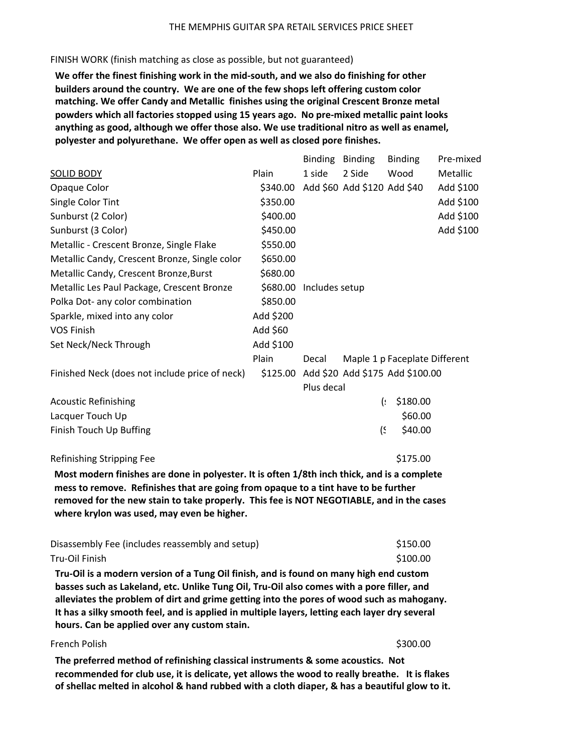# THE MEMPHIS GUITAR SPA RETAIL SERVICES PRICE SHEET

FINISH WORK (finish matching as close as possible, but not guaranteed)

**We offer the finest finishing work in the mid-south, and we also do finishing for other builders around the country. We are one of the few shops left offering custom color matching. We offer Candy and Metallic finishes using the original Crescent Bronze metal powders which all factories stopped using 15 years ago. No pre-mixed metallic paint looks anything as good, although we offer those also. We use traditional nitro as well as enamel, polyester and polyurethane. We offer open as well as closed pore finishes.**

| SOLID BODY | Plain | Binding 1 side | Binding 2 Side | Binding Wood | Pre-mixed Metallic |
|---|---|---|---|---|---|
| Opaque Color | $340.00 | Add $60 | Add $120 | Add $40 | Add $100 |
| Single Color Tint | $350.00 | | | | Add $100 |
| Sunburst (2 Color) | $400.00 | | | | Add $100 |
| Sunburst (3 Color) | $450.00 | | | | Add $100 |
| Metallic - Crescent Bronze, Single Flake | $550.00 | | | | |
| Metallic Candy, Crescent Bronze, Single color | $650.00 | | | | |
| Metallic Candy, Crescent Bronze,Burst | $680.00 | | | | |
| Metallic Les Paul Package, Crescent Bronze | $680.00 | Includes setup | | | |
| Polka Dot- any color combination | $850.00 | | | | |
| Sparkle, mixed into any color | Add $200 | | | | |
| VOS Finish | Add $60 | | | | |
| Set Neck/Neck Through | Add $100 | | | | |
| | Plain | Decal | Maple 1 p | Faceplate Different | |
| Finished Neck (does not include price of neck) | $125.00 | Add $20 Plus decal | Add $175 | Add $100.00 | |
| Acoustic Refinishing | | | | ($ $180.00 | |
| Lacquer Touch Up | | | | $60.00 | |
| Finish Touch Up Buffing | | | | ($ $40.00 | |

Refinishing Stripping Fee $175.00

**Most modern finishes are done in polyester. It is often 1/8th inch thick, and is a complete mess to remove. Refinishes that are going from opaque to a tint have to be further removed for the new stain to take properly. This fee is NOT NEGOTIABLE, and in the cases where krylon was used, may even be higher.**

Disassembly Fee (includes reassembly and setup) $150.00

Tru-Oil Finish $100.00

**Tru-Oil is a modern version of a Tung Oil finish, and is found on many high end custom basses such as Lakeland, etc. Unlike Tung Oil, Tru-Oil also comes with a pore filler, and alleviates the problem of dirt and grime getting into the pores of wood such as mahogany. It has a silky smooth feel, and is applied in multiple layers, letting each layer dry several hours. Can be applied over any custom stain.**

French Polish $300.00

**The preferred method of refinishing classical instruments & some acoustics. Not recommended for club use, it is delicate, yet allows the wood to really breathe. It is flakes of shellac melted in alcohol & hand rubbed with a cloth diaper, & has a beautiful glow to it.**